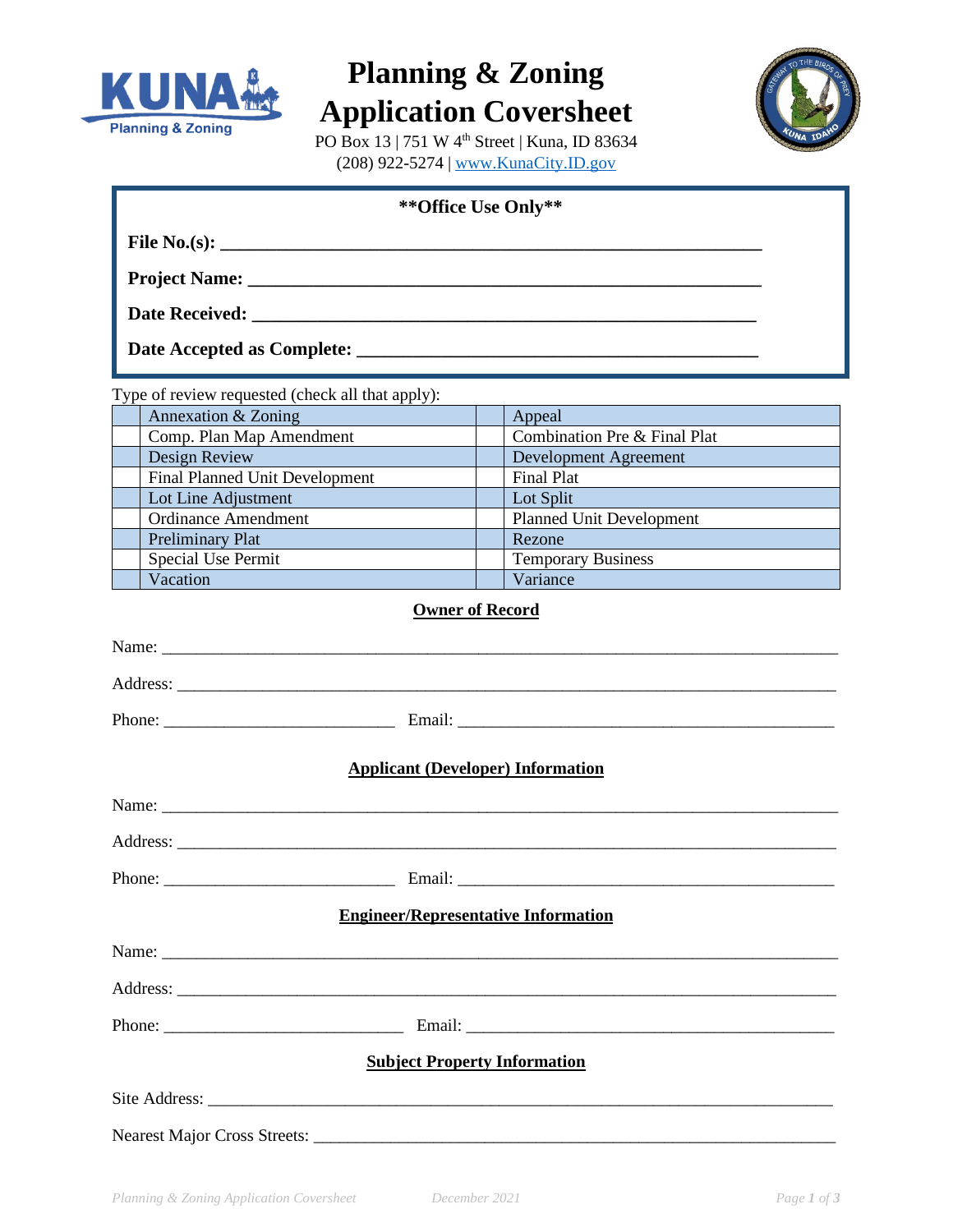# Planning & Zoning Application Coversheet

PO Box 13 | 751 W 4th Street | Kuna, ID 83634
(208) 922-5274 | www.KunaCity.ID.gov

**\*\*Office Use Only\*\***

**File No.(s):** ____________________________________________

**Project Name:** ____________________________________________

**Date Received:** ____________________________________________

**Date Accepted as Complete:** ________________________________

Type of review requested (check all that apply):

| | | | |
|---|---|---|---|
| | Annexation & Zoning | | Appeal |
| | Comp. Plan Map Amendment | | Combination Pre & Final Plat |
| | Design Review | | Development Agreement |
| | Final Planned Unit Development | | Final Plat |
| | Lot Line Adjustment | | Lot Split |
| | Ordinance Amendment | | Planned Unit Development |
| | Preliminary Plat | | Rezone |
| | Special Use Permit | | Temporary Business |
| | Vacation | | Variance |

## Owner of Record

Name: ____________________________________________

Address: ____________________________________________

Phone: ______________________ Email: ______________________

## Applicant (Developer) Information

Name: ____________________________________________

Address: ____________________________________________

Phone: ______________________ Email: ______________________

## Engineer/Representative Information

Name: ____________________________________________

Address: ____________________________________________

Phone: ______________________ Email: ______________________

## Subject Property Information

Site Address: ____________________________________________

Nearest Major Cross Streets: ____________________________________________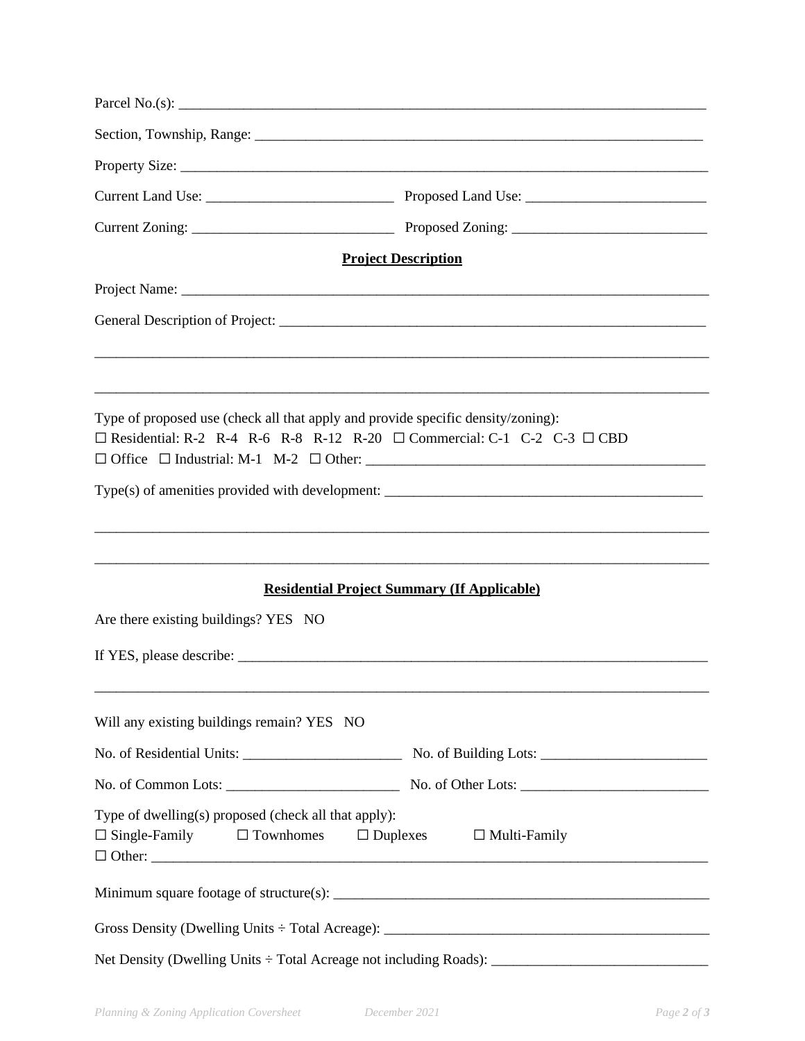Parcel No.(s): ___________________________________________________________________________

Section, Township, Range: ________________________________________________________________

Property Size: _____________________________________________________________________________

Current Land Use: __________________________ Proposed Land Use: _________________________

Current Zoning: ____________________________ Proposed Zoning: ___________________________

**Project Description**

Project Name: _____________________________________________________________________________

General Description of Project: _____________________________________________________________

___________________________________________________________________________________________

___________________________________________________________________________________________

Type of proposed use (check all that apply and provide specific density/zoning):
☐ Residential: R-2 R-4 R-6 R-8 R-12 R-20 ☐ Commercial: C-1 C-2 C-3 ☐ CBD
☐ Office ☐ Industrial: M-1 M-2 ☐ Other: _______________________________________________

Type(s) of amenities provided with development: ____________________________________________

___________________________________________________________________________________________

___________________________________________________________________________________________

**Residential Project Summary (If Applicable)**

Are there existing buildings? YES NO

If YES, please describe: ___________________________________________________________________

___________________________________________________________________________________________

Will any existing buildings remain? YES NO

No. of Residential Units: ______________________ No. of Building Lots: _______________________

No. of Common Lots: ________________________ No. of Other Lots: _________________________

Type of dwelling(s) proposed (check all that apply):
☐ Single-Family ☐ Townhomes ☐ Duplexes ☐ Multi-Family
☐ Other: ___________________________________________________________________________

Minimum square footage of structure(s): _____________________________________________________

Gross Density (Dwelling Units ÷ Total Acreage): _______________________________________________

Net Density (Dwelling Units ÷ Total Acreage not including Roads): ______________________________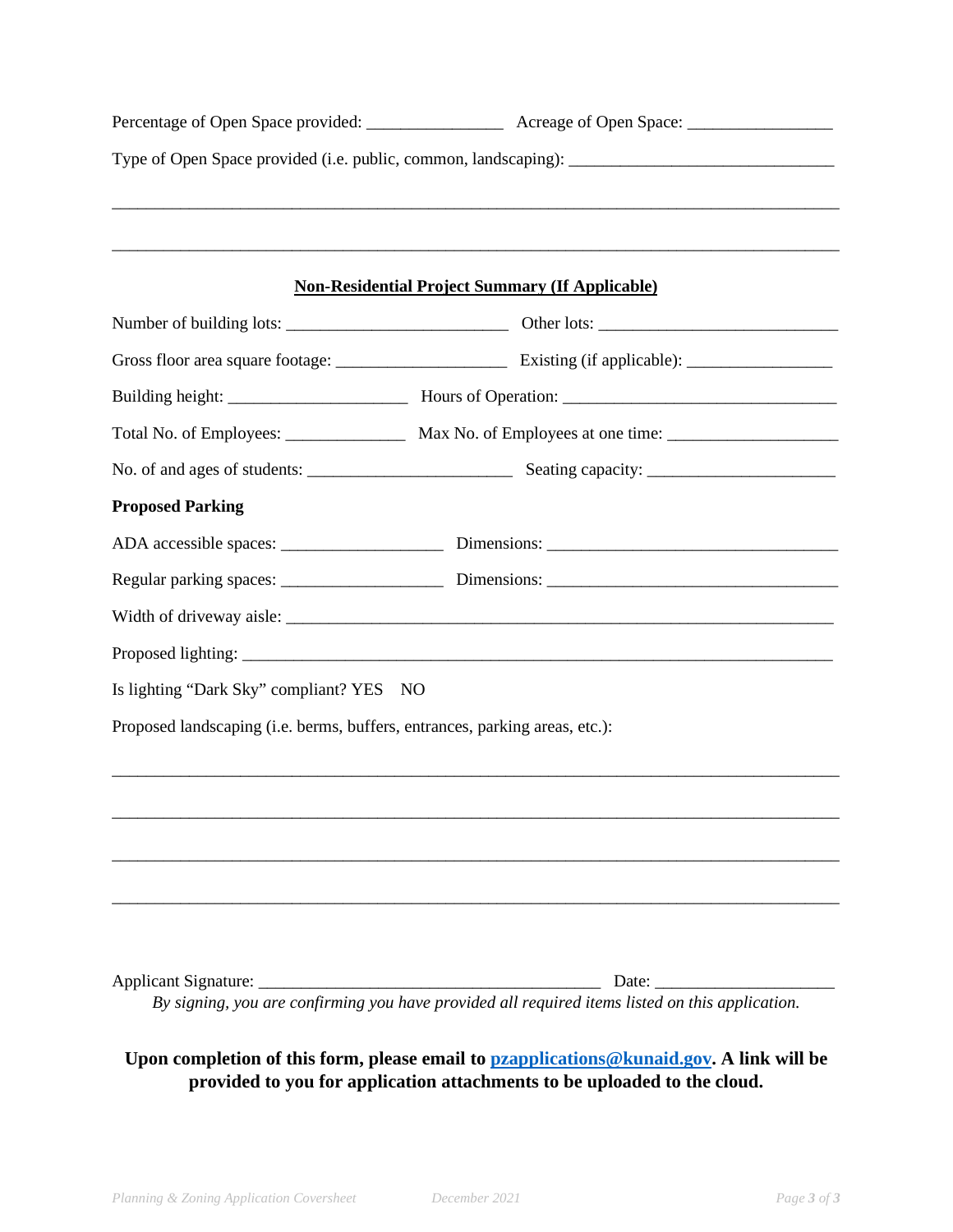Percentage of Open Space provided: ________________ Acreage of Open Space: _________________

Type of Open Space provided (i.e. public, common, landscaping): _______________________________

___________________________________________________________________________________

___________________________________________________________________________________

**Non-Residential Project Summary (If Applicable)**

Number of building lots: ___________________________ Other lots: ____________________________

Gross floor area square footage: _____________________ Existing (if applicable): _________________

Building height: ______________________ Hours of Operation: ________________________________

Total No. of Employees: ______________ Max No. of Employees at one time: ____________________

No. of and ages of students: ________________________ Seating capacity: ______________________

**Proposed Parking**

ADA accessible spaces: ___________________ Dimensions: __________________________________

Regular parking spaces: ___________________ Dimensions: __________________________________

Width of driveway aisle: ___________________________________________________________________

Proposed lighting: ________________________________________________________________________

Is lighting "Dark Sky" compliant? YES NO

Proposed landscaping (i.e. berms, buffers, entrances, parking areas, etc.):

___________________________________________________________________________________

___________________________________________________________________________________

___________________________________________________________________________________

___________________________________________________________________________________

Applicable Signature: _________________________________________ Date: _____________________

*By signing, you are confirming you have provided all required items listed on this application.*

**Upon completion of this form, please email to [pzapplications@kunaid.gov](mailto:pzapplications@kunaid.gov). A link will be provided to you for application attachments to be uploaded to the cloud.**